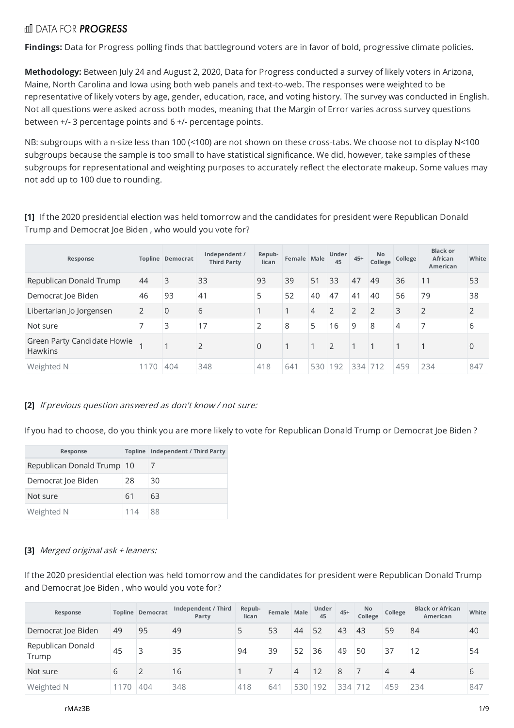DATA FOR ***PROGRESS***

**Findings:** Data for Progress polling finds that battleground voters are in favor of bold, progressive climate policies.

**Methodology:** Between July 24 and August 2, 2020, Data for Progress conducted a survey of likely voters in Arizona, Maine, North Carolina and Iowa using both web panels and text-to-web. The responses were weighted to be representative of likely voters by age, gender, education, race, and voting history. The survey was conducted in English. Not all questions were asked across both modes, meaning that the Margin of Error varies across survey questions between +/- 3 percentage points and 6 +/- percentage points.

NB: subgroups with a n-size less than 100 (<100) are not shown on these cross-tabs. We choose not to display N<100 subgroups because the sample is too small to have statistical significance. We did, however, take samples of these subgroups for representational and weighting purposes to accurately reflect the electorate makeup. Some values may not add up to 100 due to rounding.

**[1]** If the 2020 presidential election was held tomorrow and the candidates for president were Republican Donald Trump and Democrat Joe Biden , who would you vote for?

| Response | Topline | Democrat | Independent / Third Party | Republican | Female | Male | Under 45 | 45+ | No College | College | Black or African American | White |
|---|---|---|---|---|---|---|---|---|---|---|---|---|
| Republican Donald Trump | 44 | 3 | 33 | 93 | 39 | 51 | 33 | 47 | 49 | 36 | 11 | 53 |
| Democrat Joe Biden | 46 | 93 | 41 | 5 | 52 | 40 | 47 | 41 | 40 | 56 | 79 | 38 |
| Libertarian Jo Jorgensen | 2 | 0 | 6 | 1 | 1 | 4 | 2 | 2 | 2 | 3 | 2 | 2 |
| Not sure | 7 | 3 | 17 | 2 | 8 | 5 | 16 | 9 | 8 | 4 | 7 | 6 |
| Green Party Candidate Howie Hawkins | 1 | 1 | 2 | 0 | 1 | 1 | 2 | 1 | 1 | 1 | 1 | 0 |
| Weighted N | 1170 | 404 | 348 | 418 | 641 | 530 | 192 | 334 | 712 | 459 | 234 | 847 |

**[2]** *If previous question answered as don't know / not sure:*

If you had to choose, do you think you are more likely to vote for Republican Donald Trump or Democrat Joe Biden ?

| Response | Topline | Independent / Third Party |
|---|---|---|
| Republican Donald Trump | 10 | 7 |
| Democrat Joe Biden | 28 | 30 |
| Not sure | 61 | 63 |
| Weighted N | 114 | 88 |

**[3]** *Merged original ask + leaners:*

If the 2020 presidential election was held tomorrow and the candidates for president were Republican Donald Trump and Democrat Joe Biden , who would you vote for?

| Response | Topline | Democrat | Independent / Third Party | Republican | Female | Male | Under 45 | 45+ | No College | College | Black or African American | White |
|---|---|---|---|---|---|---|---|---|---|---|---|---|
| Democrat Joe Biden | 49 | 95 | 49 | 5 | 53 | 44 | 52 | 43 | 43 | 59 | 84 | 40 |
| Republican Donald Trump | 45 | 3 | 35 | 94 | 39 | 52 | 36 | 49 | 50 | 37 | 12 | 54 |
| Not sure | 6 | 2 | 16 | 1 | 7 | 4 | 12 | 8 | 7 | 4 | 4 | 6 |
| Weighted N | 1170 | 404 | 348 | 418 | 641 | 530 | 192 | 334 | 712 | 459 | 234 | 847 |

rMAz3B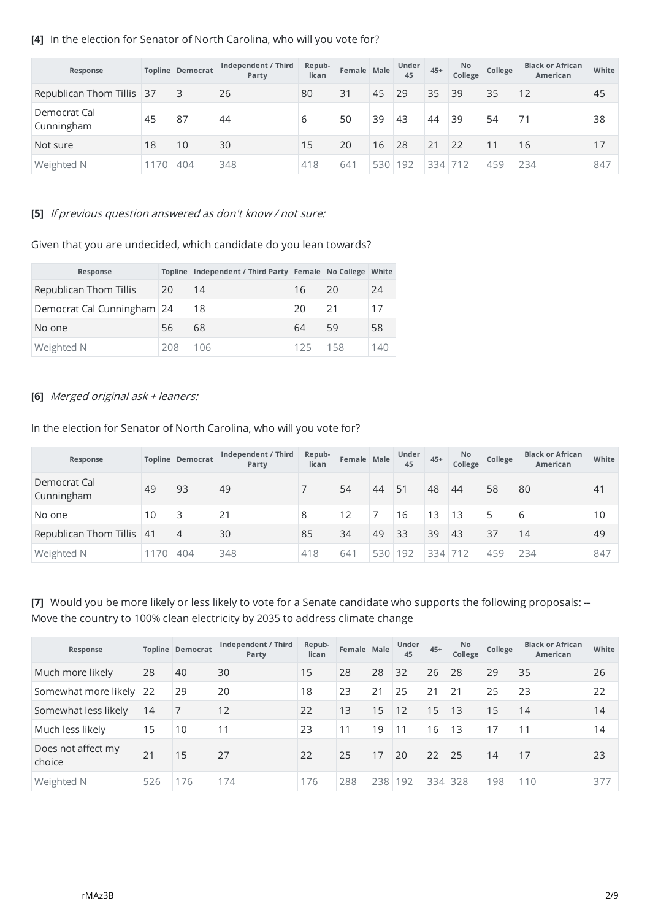**[4]** In the election for Senator of North Carolina, who will you vote for?

| Response | Topline | Democrat | Independent / Third Party | Repub-lican | Female | Male | Under 45 | 45+ | No College | College | Black or African American | White |
|---|---|---|---|---|---|---|---|---|---|---|---|---|
| Republican Thom Tillis | 37 | 3 | 26 | 80 | 31 | 45 | 29 | 35 | 39 | 35 | 12 | 45 |
| Democrat Cal Cunningham | 45 | 87 | 44 | 6 | 50 | 39 | 43 | 44 | 39 | 54 | 71 | 38 |
| Not sure | 18 | 10 | 30 | 15 | 20 | 16 | 28 | 21 | 22 | 11 | 16 | 17 |
| Weighted N | 1170 | 404 | 348 | 418 | 641 | 530 | 192 | 334 | 712 | 459 | 234 | 847 |

**[5]** *If previous question answered as don't know / not sure:*

Given that you are undecided, which candidate do you lean towards?

| Response | Topline | Independent / Third Party | Female | No College | White |
|---|---|---|---|---|---|
| Republican Thom Tillis | 20 | 14 | 16 | 20 | 24 |
| Democrat Cal Cunningham | 24 | 18 | 20 | 21 | 17 |
| No one | 56 | 68 | 64 | 59 | 58 |
| Weighted N | 208 | 106 | 125 | 158 | 140 |

**[6]** *Merged original ask + leaners:*

In the election for Senator of North Carolina, who will you vote for?

| Response | Topline | Democrat | Independent / Third Party | Repub-lican | Female | Male | Under 45 | 45+ | No College | College | Black or African American | White |
|---|---|---|---|---|---|---|---|---|---|---|---|---|
| Democrat Cal Cunningham | 49 | 93 | 49 | 7 | 54 | 44 | 51 | 48 | 44 | 58 | 80 | 41 |
| No one | 10 | 3 | 21 | 8 | 12 | 7 | 16 | 13 | 13 | 5 | 6 | 10 |
| Republican Thom Tillis | 41 | 4 | 30 | 85 | 34 | 49 | 33 | 39 | 43 | 37 | 14 | 49 |
| Weighted N | 1170 | 404 | 348 | 418 | 641 | 530 | 192 | 334 | 712 | 459 | 234 | 847 |

**[7]** Would you be more likely or less likely to vote for a Senate candidate who supports the following proposals: -- Move the country to 100% clean electricity by 2035 to address climate change

| Response | Topline | Democrat | Independent / Third Party | Repub-lican | Female | Male | Under 45 | 45+ | No College | College | Black or African American | White |
|---|---|---|---|---|---|---|---|---|---|---|---|---|
| Much more likely | 28 | 40 | 30 | 15 | 28 | 28 | 32 | 26 | 28 | 29 | 35 | 26 |
| Somewhat more likely | 22 | 29 | 20 | 18 | 23 | 21 | 25 | 21 | 21 | 25 | 23 | 22 |
| Somewhat less likely | 14 | 7 | 12 | 22 | 13 | 15 | 12 | 15 | 13 | 15 | 14 | 14 |
| Much less likely | 15 | 10 | 11 | 23 | 11 | 19 | 11 | 16 | 13 | 17 | 11 | 14 |
| Does not affect my choice | 21 | 15 | 27 | 22 | 25 | 17 | 20 | 22 | 25 | 14 | 17 | 23 |
| Weighted N | 526 | 176 | 174 | 176 | 288 | 238 | 192 | 334 | 328 | 198 | 110 | 377 |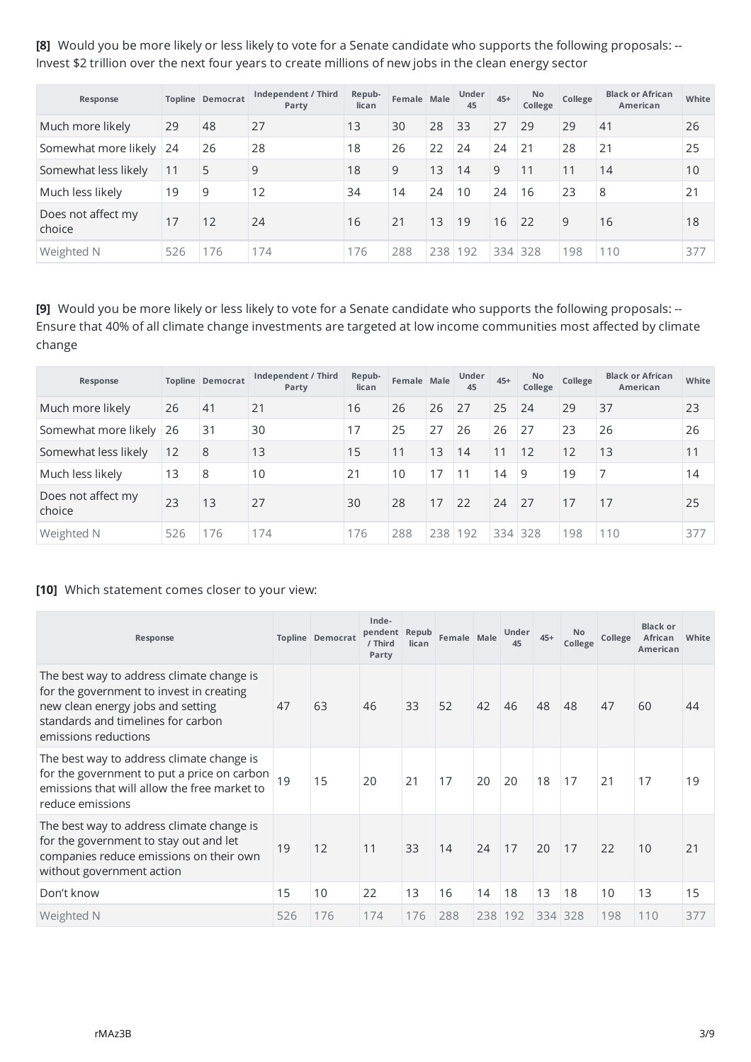**[8]** Would you be more likely or less likely to vote for a Senate candidate who supports the following proposals: -- Invest $2 trillion over the next four years to create millions of new jobs in the clean energy sector

| Response | Topline | Democrat | Independent / Third Party | Repub-lican | Female | Male | Under 45 | 45+ | No College | College | Black or African American | White |
|---|---|---|---|---|---|---|---|---|---|---|---|---|
| Much more likely | 29 | 48 | 27 | 13 | 30 | 28 | 33 | 27 | 29 | 29 | 41 | 26 |
| Somewhat more likely | 24 | 26 | 28 | 18 | 26 | 22 | 24 | 24 | 21 | 28 | 21 | 25 |
| Somewhat less likely | 11 | 5 | 9 | 18 | 9 | 13 | 14 | 9 | 11 | 11 | 14 | 10 |
| Much less likely | 19 | 9 | 12 | 34 | 14 | 24 | 10 | 24 | 16 | 23 | 8 | 21 |
| Does not affect my choice | 17 | 12 | 24 | 16 | 21 | 13 | 19 | 16 | 22 | 9 | 16 | 18 |
| Weighted N | 526 | 176 | 174 | 176 | 288 | 238 | 192 | 334 | 328 | 198 | 110 | 377 |

**[9]** Would you be more likely or less likely to vote for a Senate candidate who supports the following proposals: -- Ensure that 40% of all climate change investments are targeted at low income communities most affected by climate change

| Response | Topline | Democrat | Independent / Third Party | Repub-lican | Female | Male | Under 45 | 45+ | No College | College | Black or African American | White |
|---|---|---|---|---|---|---|---|---|---|---|---|---|
| Much more likely | 26 | 41 | 21 | 16 | 26 | 26 | 27 | 25 | 24 | 29 | 37 | 23 |
| Somewhat more likely | 26 | 31 | 30 | 17 | 25 | 27 | 26 | 26 | 27 | 23 | 26 | 26 |
| Somewhat less likely | 12 | 8 | 13 | 15 | 11 | 13 | 14 | 11 | 12 | 12 | 13 | 11 |
| Much less likely | 13 | 8 | 10 | 21 | 10 | 17 | 11 | 14 | 9 | 19 | 7 | 14 |
| Does not affect my choice | 23 | 13 | 27 | 30 | 28 | 17 | 22 | 24 | 27 | 17 | 17 | 25 |
| Weighted N | 526 | 176 | 174 | 176 | 288 | 238 | 192 | 334 | 328 | 198 | 110 | 377 |

**[10]** Which statement comes closer to your view:

| Response | Topline | Democrat | Inde-pendent / Third Party | Repub lican | Female | Male | Under 45 | 45+ | No College | College | Black or African American | White |
|---|---|---|---|---|---|---|---|---|---|---|---|---|
| The best way to address climate change is for the government to invest in creating new clean energy jobs and setting standards and timelines for carbon emissions reductions | 47 | 63 | 46 | 33 | 52 | 42 | 46 | 48 | 48 | 47 | 60 | 44 |
| The best way to address climate change is for the government to put a price on carbon emissions that will allow the free market to reduce emissions | 19 | 15 | 20 | 21 | 17 | 20 | 20 | 18 | 17 | 21 | 17 | 19 |
| The best way to address climate change is for the government to stay out and let companies reduce emissions on their own without government action | 19 | 12 | 11 | 33 | 14 | 24 | 17 | 20 | 17 | 22 | 10 | 21 |
| Don't know | 15 | 10 | 22 | 13 | 16 | 14 | 18 | 13 | 18 | 10 | 13 | 15 |
| Weighted N | 526 | 176 | 174 | 176 | 288 | 238 | 192 | 334 | 328 | 198 | 110 | 377 |

rMAz3B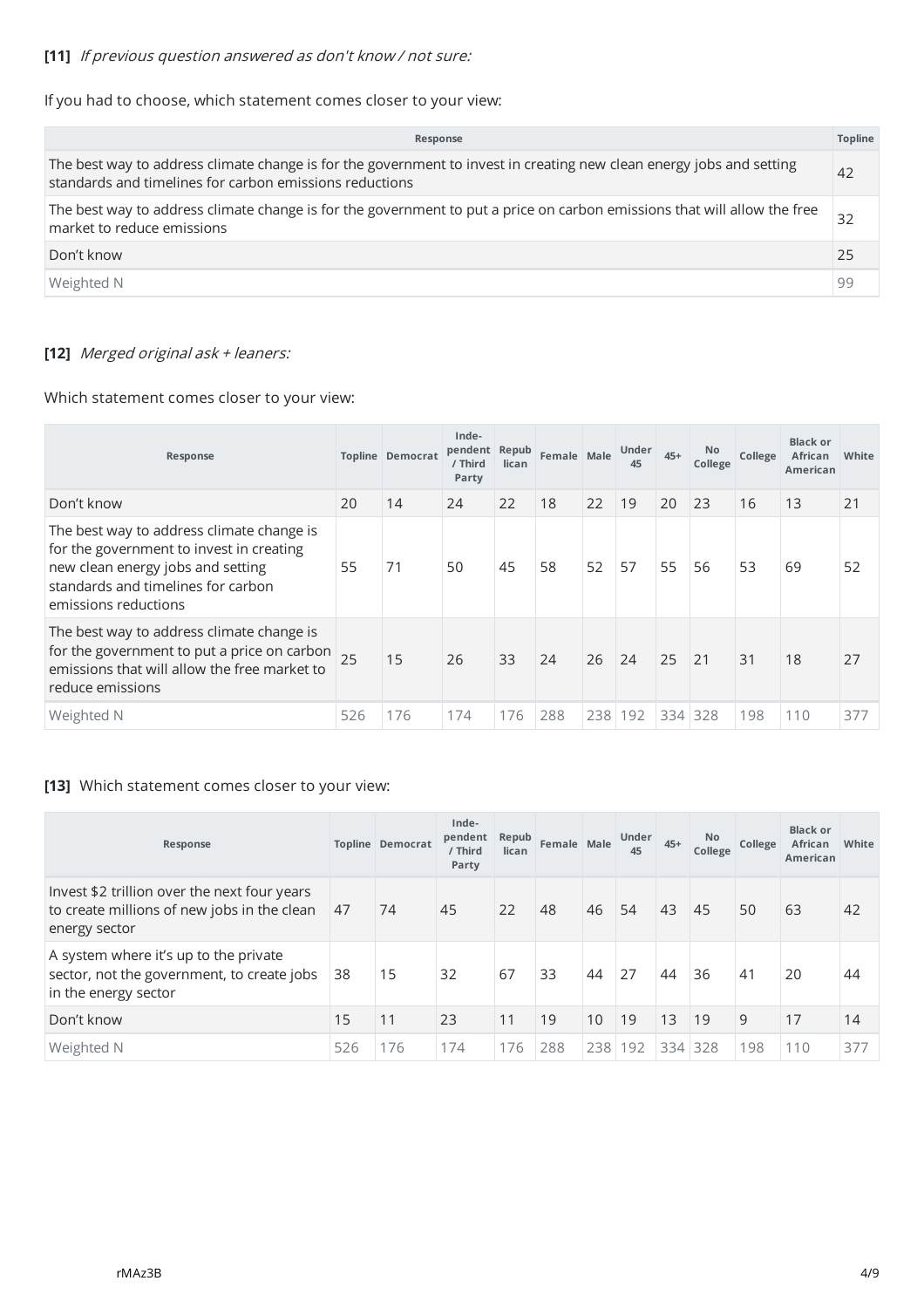**[11]** *If previous question answered as don't know / not sure:*

If you had to choose, which statement comes closer to your view:

| Response | Topline |
|---|---|
| The best way to address climate change is for the government to invest in creating new clean energy jobs and setting standards and timelines for carbon emissions reductions | 42 |
| The best way to address climate change is for the government to put a price on carbon emissions that will allow the free market to reduce emissions | 32 |
| Don't know | 25 |
| Weighted N | 99 |

**[12]** *Merged original ask + leaners:*

Which statement comes closer to your view:

| Response | Topline | Democrat | Inde-pendent / Third Party | Repub lican | Female | Male | Under 45 | 45+ | No College | College | Black or African American | White |
|---|---|---|---|---|---|---|---|---|---|---|---|---|
| Don't know | 20 | 14 | 24 | 22 | 18 | 22 | 19 | 20 | 23 | 16 | 13 | 21 |
| The best way to address climate change is for the government to invest in creating new clean energy jobs and setting standards and timelines for carbon emissions reductions | 55 | 71 | 50 | 45 | 58 | 52 | 57 | 55 | 56 | 53 | 69 | 52 |
| The best way to address climate change is for the government to put a price on carbon emissions that will allow the free market to reduce emissions | 25 | 15 | 26 | 33 | 24 | 26 | 24 | 25 | 21 | 31 | 18 | 27 |
| Weighted N | 526 | 176 | 174 | 176 | 288 | 238 | 192 | 334 | 328 | 198 | 110 | 377 |

**[13]** Which statement comes closer to your view:

| Response | Topline | Democrat | Inde-pendent / Third Party | Repub lican | Female | Male | Under 45 | 45+ | No College | College | Black or African American | White |
|---|---|---|---|---|---|---|---|---|---|---|---|---|
| Invest $2 trillion over the next four years to create millions of new jobs in the clean energy sector | 47 | 74 | 45 | 22 | 48 | 46 | 54 | 43 | 45 | 50 | 63 | 42 |
| A system where it's up to the private sector, not the government, to create jobs in the energy sector | 38 | 15 | 32 | 67 | 33 | 44 | 27 | 44 | 36 | 41 | 20 | 44 |
| Don't know | 15 | 11 | 23 | 11 | 19 | 10 | 19 | 13 | 19 | 9 | 17 | 14 |
| Weighted N | 526 | 176 | 174 | 176 | 288 | 238 | 192 | 334 | 328 | 198 | 110 | 377 |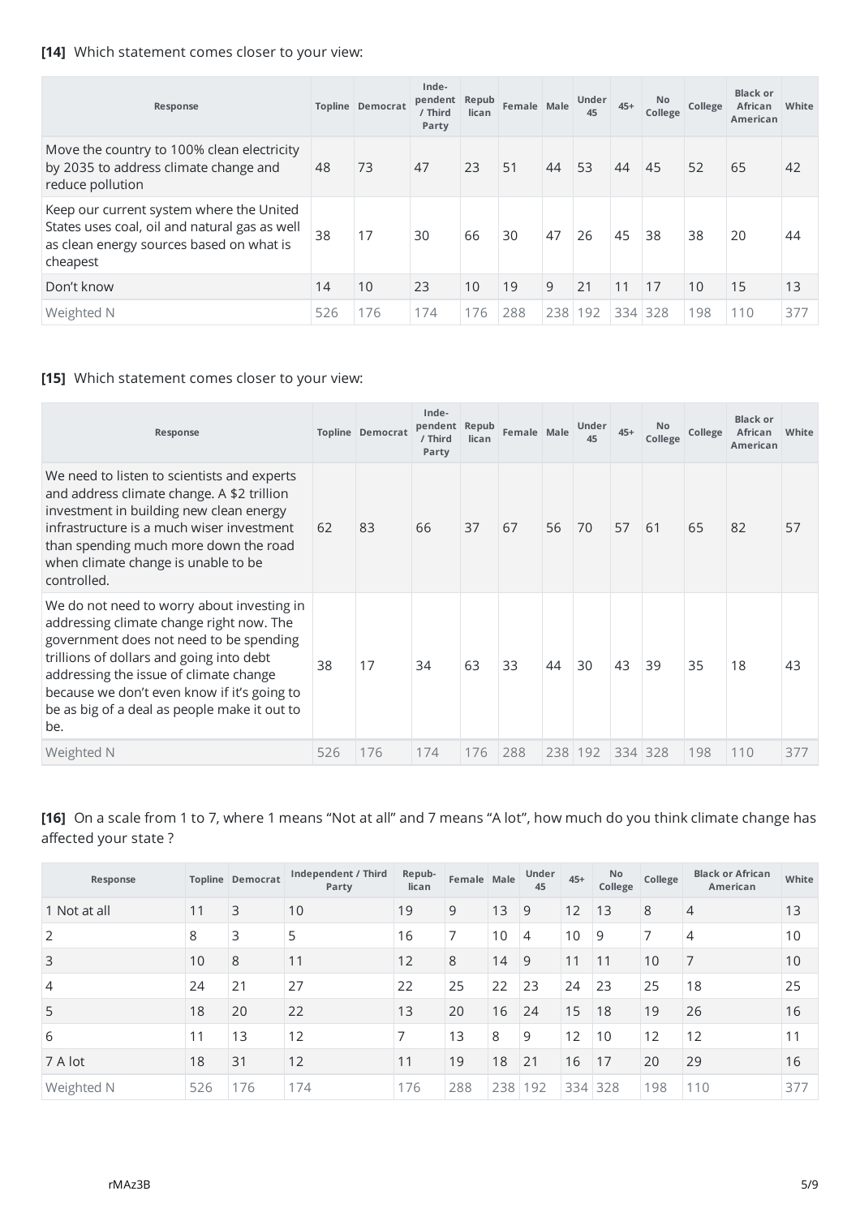**[14]** Which statement comes closer to your view:

| Response | Topline | Democrat | Inde-pendent / Third Party | Repub lican | Female | Male | Under 45 | 45+ | No College | College | Black or African American | White |
|---|---|---|---|---|---|---|---|---|---|---|---|---|
| Move the country to 100% clean electricity by 2035 to address climate change and reduce pollution | 48 | 73 | 47 | 23 | 51 | 44 | 53 | 44 | 45 | 52 | 65 | 42 |
| Keep our current system where the United States uses coal, oil and natural gas as well as clean energy sources based on what is cheapest | 38 | 17 | 30 | 66 | 30 | 47 | 26 | 45 | 38 | 38 | 20 | 44 |
| Don't know | 14 | 10 | 23 | 10 | 19 | 9 | 21 | 11 | 17 | 10 | 15 | 13 |
| Weighted N | 526 | 176 | 174 | 176 | 288 | 238 | 192 | 334 | 328 | 198 | 110 | 377 |

**[15]** Which statement comes closer to your view:

| Response | Topline | Democrat | Inde-pendent / Third Party | Repub lican | Female | Male | Under 45 | 45+ | No College | College | Black or African American | White |
|---|---|---|---|---|---|---|---|---|---|---|---|---|
| We need to listen to scientists and experts and address climate change. A $2 trillion investment in building new clean energy infrastructure is a much wiser investment than spending much more down the road when climate change is unable to be controlled. | 62 | 83 | 66 | 37 | 67 | 56 | 70 | 57 | 61 | 65 | 82 | 57 |
| We do not need to worry about investing in addressing climate change right now. The government does not need to be spending trillions of dollars and going into debt addressing the issue of climate change because we don't even know if it's going to be as big of a deal as people make it out to be. | 38 | 17 | 34 | 63 | 33 | 44 | 30 | 43 | 39 | 35 | 18 | 43 |
| Weighted N | 526 | 176 | 174 | 176 | 288 | 238 | 192 | 334 | 328 | 198 | 110 | 377 |

**[16]** On a scale from 1 to 7, where 1 means "Not at all" and 7 means "A lot", how much do you think climate change has affected your state ?

| Response | Topline | Democrat | Independent / Third Party | Repub-lican | Female | Male | Under 45 | 45+ | No College | College | Black or African American | White |
|---|---|---|---|---|---|---|---|---|---|---|---|---|
| 1 Not at all | 11 | 3 | 10 | 19 | 9 | 13 | 9 | 12 | 13 | 8 | 4 | 13 |
| 2 | 8 | 3 | 5 | 16 | 7 | 10 | 4 | 10 | 9 | 7 | 4 | 10 |
| 3 | 10 | 8 | 11 | 12 | 8 | 14 | 9 | 11 | 11 | 10 | 7 | 10 |
| 4 | 24 | 21 | 27 | 22 | 25 | 22 | 23 | 24 | 23 | 25 | 18 | 25 |
| 5 | 18 | 20 | 22 | 13 | 20 | 16 | 24 | 15 | 18 | 19 | 26 | 16 |
| 6 | 11 | 13 | 12 | 7 | 13 | 8 | 9 | 12 | 10 | 12 | 12 | 11 |
| 7 A lot | 18 | 31 | 12 | 11 | 19 | 18 | 21 | 16 | 17 | 20 | 29 | 16 |
| Weighted N | 526 | 176 | 174 | 176 | 288 | 238 | 192 | 334 | 328 | 198 | 110 | 377 |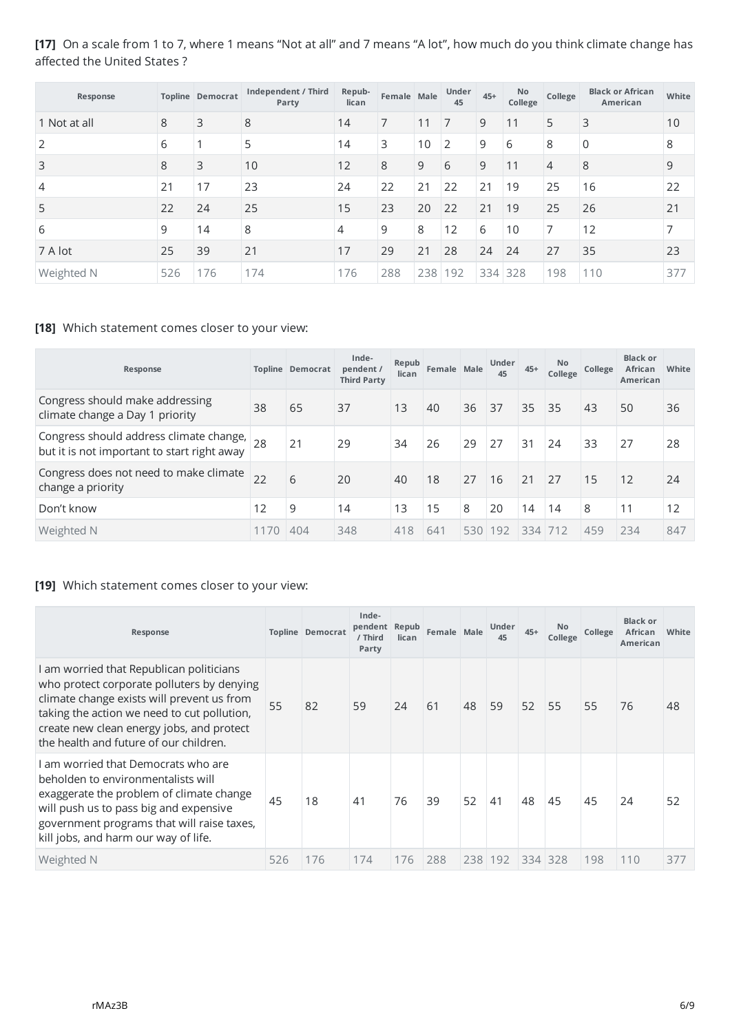**[17]** On a scale from 1 to 7, where 1 means "Not at all" and 7 means "A lot", how much do you think climate change has affected the United States ?

| Response | Topline | Democrat | Independent / Third Party | Republican | Female | Male | Under 45 | 45+ | No College | College | Black or African American | White |
|---|---|---|---|---|---|---|---|---|---|---|---|---|
| 1 Not at all | 8 | 3 | 8 | 14 | 7 | 11 | 7 | 9 | 11 | 5 | 3 | 10 |
| 2 | 6 | 1 | 5 | 14 | 3 | 10 | 2 | 9 | 6 | 8 | 0 | 8 |
| 3 | 8 | 3 | 10 | 12 | 8 | 9 | 6 | 9 | 11 | 4 | 8 | 9 |
| 4 | 21 | 17 | 23 | 24 | 22 | 21 | 22 | 21 | 19 | 25 | 16 | 22 |
| 5 | 22 | 24 | 25 | 15 | 23 | 20 | 22 | 21 | 19 | 25 | 26 | 21 |
| 6 | 9 | 14 | 8 | 4 | 9 | 8 | 12 | 6 | 10 | 7 | 12 | 7 |
| 7 A lot | 25 | 39 | 21 | 17 | 29 | 21 | 28 | 24 | 24 | 27 | 35 | 23 |
| Weighted N | 526 | 176 | 174 | 176 | 288 | 238 | 192 | 334 | 328 | 198 | 110 | 377 |

**[18]** Which statement comes closer to your view:

| Response | Topline | Democrat | Independent / Third Party | Republican | Female | Male | Under 45 | 45+ | No College | College | Black or African American | White |
|---|---|---|---|---|---|---|---|---|---|---|---|---|
| Congress should make addressing climate change a Day 1 priority | 38 | 65 | 37 | 13 | 40 | 36 | 37 | 35 | 35 | 43 | 50 | 36 |
| Congress should address climate change, but it is not important to start right away | 28 | 21 | 29 | 34 | 26 | 29 | 27 | 31 | 24 | 33 | 27 | 28 |
| Congress does not need to make climate change a priority | 22 | 6 | 20 | 40 | 18 | 27 | 16 | 21 | 27 | 15 | 12 | 24 |
| Don't know | 12 | 9 | 14 | 13 | 15 | 8 | 20 | 14 | 14 | 8 | 11 | 12 |
| Weighted N | 1170 | 404 | 348 | 418 | 641 | 530 | 192 | 334 | 712 | 459 | 234 | 847 |

**[19]** Which statement comes closer to your view:

| Response | Topline | Democrat | Independent / Third Party | Republican | Female | Male | Under 45 | 45+ | No College | College | Black or African American | White |
|---|---|---|---|---|---|---|---|---|---|---|---|---|
| I am worried that Republican politicians who protect corporate polluters by denying climate change exists will prevent us from taking the action we need to cut pollution, create new clean energy jobs, and protect the health and future of our children. | 55 | 82 | 59 | 24 | 61 | 48 | 59 | 52 | 55 | 55 | 76 | 48 |
| I am worried that Democrats who are beholden to environmentalists will exaggerate the problem of climate change will push us to pass big and expensive government programs that will raise taxes, kill jobs, and harm our way of life. | 45 | 18 | 41 | 76 | 39 | 52 | 41 | 48 | 45 | 45 | 24 | 52 |
| Weighted N | 526 | 176 | 174 | 176 | 288 | 238 | 192 | 334 | 328 | 198 | 110 | 377 |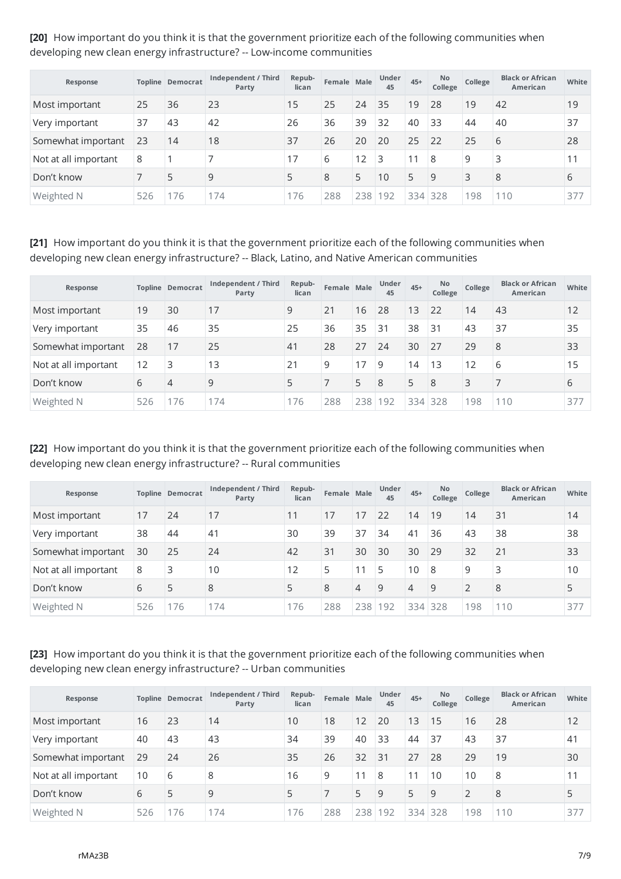**[20]** How important do you think it is that the government prioritize each of the following communities when developing new clean energy infrastructure? -- Low-income communities

| Response | Topline | Democrat | Independent / Third Party | Repub-lican | Female | Male | Under 45 | 45+ | No College | College | Black or African American | White |
|---|---|---|---|---|---|---|---|---|---|---|---|---|
| Most important | 25 | 36 | 23 | 15 | 25 | 24 | 35 | 19 | 28 | 19 | 42 | 19 |
| Very important | 37 | 43 | 42 | 26 | 36 | 39 | 32 | 40 | 33 | 44 | 40 | 37 |
| Somewhat important | 23 | 14 | 18 | 37 | 26 | 20 | 20 | 25 | 22 | 25 | 6 | 28 |
| Not at all important | 8 | 1 | 7 | 17 | 6 | 12 | 3 | 11 | 8 | 9 | 3 | 11 |
| Don't know | 7 | 5 | 9 | 5 | 8 | 5 | 10 | 5 | 9 | 3 | 8 | 6 |
| Weighted N | 526 | 176 | 174 | 176 | 288 | 238 | 192 | 334 | 328 | 198 | 110 | 377 |

**[21]** How important do you think it is that the government prioritize each of the following communities when developing new clean energy infrastructure? -- Black, Latino, and Native American communities

| Response | Topline | Democrat | Independent / Third Party | Repub-lican | Female | Male | Under 45 | 45+ | No College | College | Black or African American | White |
|---|---|---|---|---|---|---|---|---|---|---|---|---|
| Most important | 19 | 30 | 17 | 9 | 21 | 16 | 28 | 13 | 22 | 14 | 43 | 12 |
| Very important | 35 | 46 | 35 | 25 | 36 | 35 | 31 | 38 | 31 | 43 | 37 | 35 |
| Somewhat important | 28 | 17 | 25 | 41 | 28 | 27 | 24 | 30 | 27 | 29 | 8 | 33 |
| Not at all important | 12 | 3 | 13 | 21 | 9 | 17 | 9 | 14 | 13 | 12 | 6 | 15 |
| Don't know | 6 | 4 | 9 | 5 | 7 | 5 | 8 | 5 | 8 | 3 | 7 | 6 |
| Weighted N | 526 | 176 | 174 | 176 | 288 | 238 | 192 | 334 | 328 | 198 | 110 | 377 |

**[22]** How important do you think it is that the government prioritize each of the following communities when developing new clean energy infrastructure? -- Rural communities

| Response | Topline | Democrat | Independent / Third Party | Repub-lican | Female | Male | Under 45 | 45+ | No College | College | Black or African American | White |
|---|---|---|---|---|---|---|---|---|---|---|---|---|
| Most important | 17 | 24 | 17 | 11 | 17 | 17 | 22 | 14 | 19 | 14 | 31 | 14 |
| Very important | 38 | 44 | 41 | 30 | 39 | 37 | 34 | 41 | 36 | 43 | 38 | 38 |
| Somewhat important | 30 | 25 | 24 | 42 | 31 | 30 | 30 | 30 | 29 | 32 | 21 | 33 |
| Not at all important | 8 | 3 | 10 | 12 | 5 | 11 | 5 | 10 | 8 | 9 | 3 | 10 |
| Don't know | 6 | 5 | 8 | 5 | 8 | 4 | 9 | 4 | 9 | 2 | 8 | 5 |
| Weighted N | 526 | 176 | 174 | 176 | 288 | 238 | 192 | 334 | 328 | 198 | 110 | 377 |

**[23]** How important do you think it is that the government prioritize each of the following communities when developing new clean energy infrastructure? -- Urban communities

| Response | Topline | Democrat | Independent / Third Party | Repub-lican | Female | Male | Under 45 | 45+ | No College | College | Black or African American | White |
|---|---|---|---|---|---|---|---|---|---|---|---|---|
| Most important | 16 | 23 | 14 | 10 | 18 | 12 | 20 | 13 | 15 | 16 | 28 | 12 |
| Very important | 40 | 43 | 43 | 34 | 39 | 40 | 33 | 44 | 37 | 43 | 37 | 41 |
| Somewhat important | 29 | 24 | 26 | 35 | 26 | 32 | 31 | 27 | 28 | 29 | 19 | 30 |
| Not at all important | 10 | 6 | 8 | 16 | 9 | 11 | 8 | 11 | 10 | 10 | 8 | 11 |
| Don't know | 6 | 5 | 9 | 5 | 7 | 5 | 9 | 5 | 9 | 2 | 8 | 5 |
| Weighted N | 526 | 176 | 174 | 176 | 288 | 238 | 192 | 334 | 328 | 198 | 110 | 377 |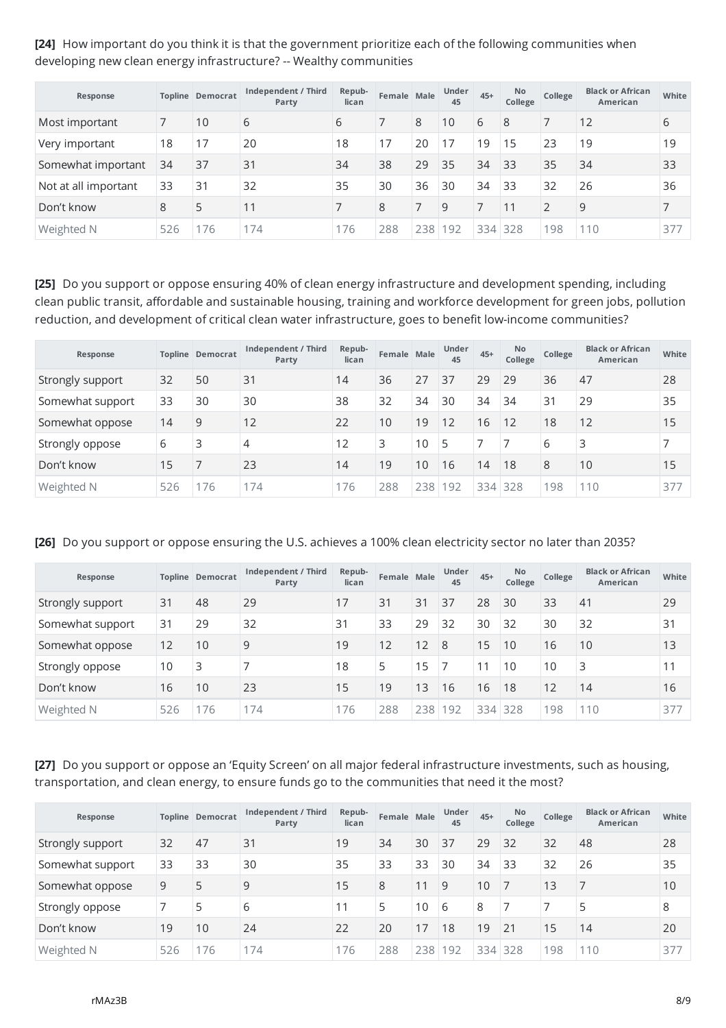**[24]** How important do you think it is that the government prioritize each of the following communities when developing new clean energy infrastructure? -- Wealthy communities

| Response | Topline | Democrat | Independent / Third Party | Repub-lican | Female | Male | Under 45 | 45+ | No College | College | Black or African American | White |
|---|---|---|---|---|---|---|---|---|---|---|---|---|
| Most important | 7 | 10 | 6 | 6 | 7 | 8 | 10 | 6 | 8 | 7 | 12 | 6 |
| Very important | 18 | 17 | 20 | 18 | 17 | 20 | 17 | 19 | 15 | 23 | 19 | 19 |
| Somewhat important | 34 | 37 | 31 | 34 | 38 | 29 | 35 | 34 | 33 | 35 | 34 | 33 |
| Not at all important | 33 | 31 | 32 | 35 | 30 | 36 | 30 | 34 | 33 | 32 | 26 | 36 |
| Don't know | 8 | 5 | 11 | 7 | 8 | 7 | 9 | 7 | 11 | 2 | 9 | 7 |
| Weighted N | 526 | 176 | 174 | 176 | 288 | 238 | 192 | 334 | 328 | 198 | 110 | 377 |

**[25]** Do you support or oppose ensuring 40% of clean energy infrastructure and development spending, including clean public transit, affordable and sustainable housing, training and workforce development for green jobs, pollution reduction, and development of critical clean water infrastructure, goes to benefit low-income communities?

| Response | Topline | Democrat | Independent / Third Party | Repub-lican | Female | Male | Under 45 | 45+ | No College | College | Black or African American | White |
|---|---|---|---|---|---|---|---|---|---|---|---|---|
| Strongly support | 32 | 50 | 31 | 14 | 36 | 27 | 37 | 29 | 29 | 36 | 47 | 28 |
| Somewhat support | 33 | 30 | 30 | 38 | 32 | 34 | 30 | 34 | 34 | 31 | 29 | 35 |
| Somewhat oppose | 14 | 9 | 12 | 22 | 10 | 19 | 12 | 16 | 12 | 18 | 12 | 15 |
| Strongly oppose | 6 | 3 | 4 | 12 | 3 | 10 | 5 | 7 | 7 | 6 | 3 | 7 |
| Don't know | 15 | 7 | 23 | 14 | 19 | 10 | 16 | 14 | 18 | 8 | 10 | 15 |
| Weighted N | 526 | 176 | 174 | 176 | 288 | 238 | 192 | 334 | 328 | 198 | 110 | 377 |

**[26]** Do you support or oppose ensuring the U.S. achieves a 100% clean electricity sector no later than 2035?

| Response | Topline | Democrat | Independent / Third Party | Repub-lican | Female | Male | Under 45 | 45+ | No College | College | Black or African American | White |
|---|---|---|---|---|---|---|---|---|---|---|---|---|
| Strongly support | 31 | 48 | 29 | 17 | 31 | 31 | 37 | 28 | 30 | 33 | 41 | 29 |
| Somewhat support | 31 | 29 | 32 | 31 | 33 | 29 | 32 | 30 | 32 | 30 | 32 | 31 |
| Somewhat oppose | 12 | 10 | 9 | 19 | 12 | 12 | 8 | 15 | 10 | 16 | 10 | 13 |
| Strongly oppose | 10 | 3 | 7 | 18 | 5 | 15 | 7 | 11 | 10 | 10 | 3 | 11 |
| Don't know | 16 | 10 | 23 | 15 | 19 | 13 | 16 | 16 | 18 | 12 | 14 | 16 |
| Weighted N | 526 | 176 | 174 | 176 | 288 | 238 | 192 | 334 | 328 | 198 | 110 | 377 |

**[27]** Do you support or oppose an 'Equity Screen' on all major federal infrastructure investments, such as housing, transportation, and clean energy, to ensure funds go to the communities that need it the most?

| Response | Topline | Democrat | Independent / Third Party | Repub-lican | Female | Male | Under 45 | 45+ | No College | College | Black or African American | White |
|---|---|---|---|---|---|---|---|---|---|---|---|---|
| Strongly support | 32 | 47 | 31 | 19 | 34 | 30 | 37 | 29 | 32 | 32 | 48 | 28 |
| Somewhat support | 33 | 33 | 30 | 35 | 33 | 33 | 30 | 34 | 33 | 32 | 26 | 35 |
| Somewhat oppose | 9 | 5 | 9 | 15 | 8 | 11 | 9 | 10 | 7 | 13 | 7 | 10 |
| Strongly oppose | 7 | 5 | 6 | 11 | 5 | 10 | 6 | 8 | 7 | 7 | 5 | 8 |
| Don't know | 19 | 10 | 24 | 22 | 20 | 17 | 18 | 19 | 21 | 15 | 14 | 20 |
| Weighted N | 526 | 176 | 174 | 176 | 288 | 238 | 192 | 334 | 328 | 198 | 110 | 377 |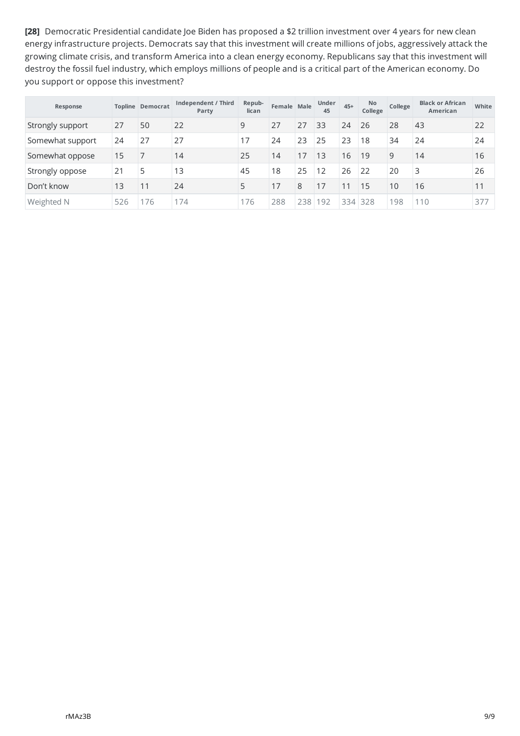**[28]** Democratic Presidential candidate Joe Biden has proposed a $2 trillion investment over 4 years for new clean energy infrastructure projects. Democrats say that this investment will create millions of jobs, aggressively attack the growing climate crisis, and transform America into a clean energy economy. Republicans say that this investment will destroy the fossil fuel industry, which employs millions of people and is a critical part of the American economy. Do you support or oppose this investment?

| Response | Topline | Democrat | Independent / Third Party | Repub-lican | Female | Male | Under 45 | 45+ | No College | College | Black or African American | White |
|---|---|---|---|---|---|---|---|---|---|---|---|---|
| Strongly support | 27 | 50 | 22 | 9 | 27 | 27 | 33 | 24 | 26 | 28 | 43 | 22 |
| Somewhat support | 24 | 27 | 27 | 17 | 24 | 23 | 25 | 23 | 18 | 34 | 24 | 24 |
| Somewhat oppose | 15 | 7 | 14 | 25 | 14 | 17 | 13 | 16 | 19 | 9 | 14 | 16 |
| Strongly oppose | 21 | 5 | 13 | 45 | 18 | 25 | 12 | 26 | 22 | 20 | 3 | 26 |
| Don't know | 13 | 11 | 24 | 5 | 17 | 8 | 17 | 11 | 15 | 10 | 16 | 11 |
| Weighted N | 526 | 176 | 174 | 176 | 288 | 238 | 192 | 334 | 328 | 198 | 110 | 377 |

rMAz3B